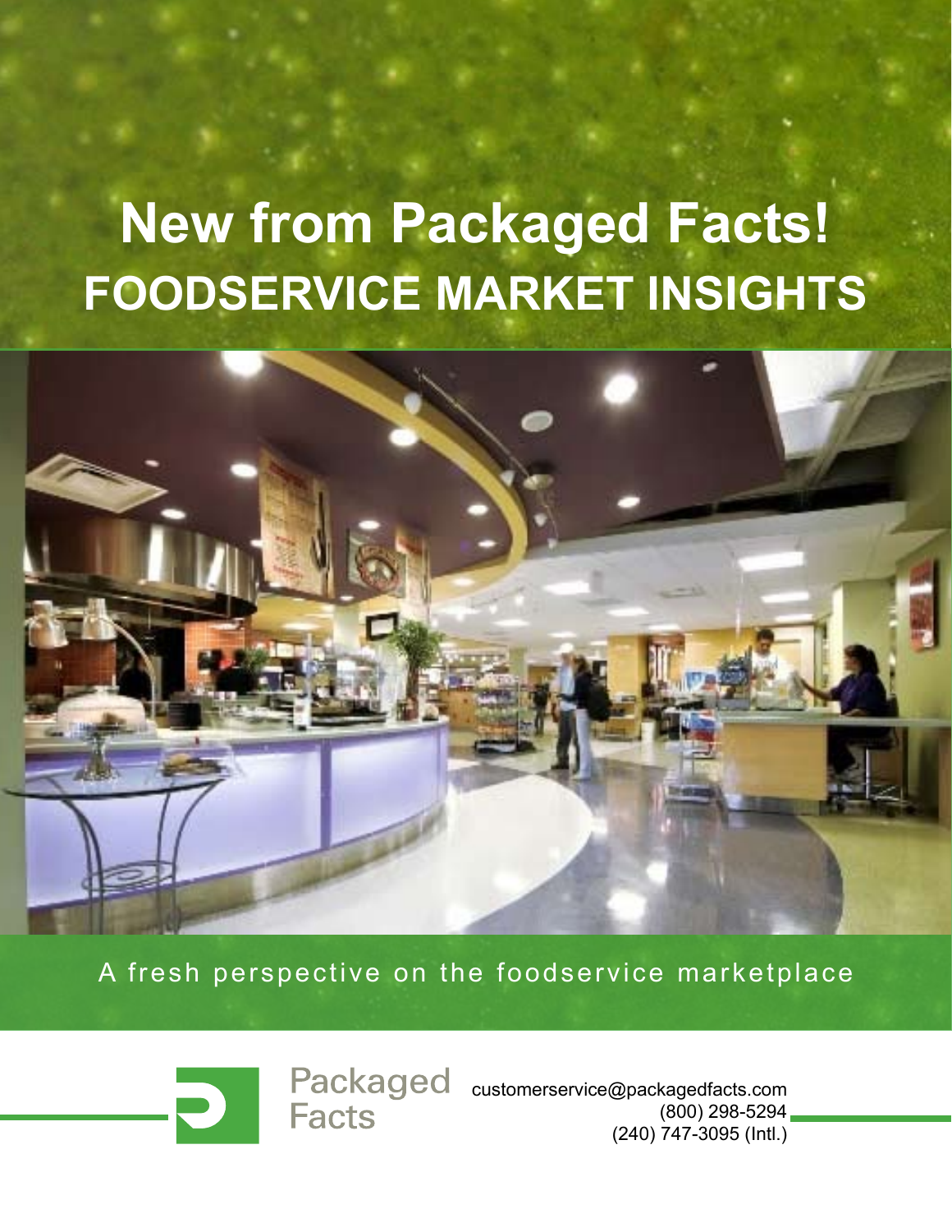# New from Packaged Facts!

## FOODSERVICE MARKET INSIGHTS

A fresh perspective on the foodservice marketplace

Packaged Facts

customerservice@packagedfacts.com
(800) 298-5294
(240) 747-3095 (Intl.)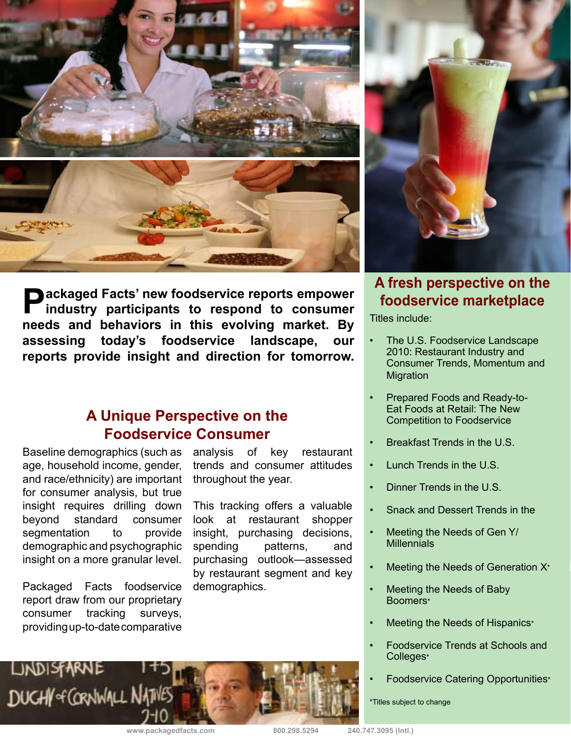**Packaged Facts' new foodservice reports empower industry participants to respond to consumer needs and behaviors in this evolving market. By assessing today's foodservice landscape, our reports provide insight and direction for tomorrow.**

## A Unique Perspective on the Foodservice Consumer

Baseline demographics (such as age, household income, gender, and race/ethnicity) are important for consumer analysis, but true insight requires drilling down beyond standard consumer segmentation to provide demographic and psychographic insight on a more granular level.

Packaged Facts foodservice report draw from our proprietary consumer tracking surveys, providing up-to-date comparative analysis of key restaurant trends and consumer attitudes throughout the year.

This tracking offers a valuable look at restaurant shopper insight, purchasing decisions, spending patterns, and purchasing outlook—assessed by restaurant segment and key demographics.

## A fresh perspective on the foodservice marketplace

Titles include:

- The U.S. Foodservice Landscape 2010: Restaurant Industry and Consumer Trends, Momentum and Migration
- Prepared Foods and Ready-to-Eat Foods at Retail: The New Competition to Foodservice
- Breakfast Trends in the U.S.
- Lunch Trends in the U.S.
- Dinner Trends in the U.S.
- Snack and Dessert Trends in the
- Meeting the Needs of Gen Y/ Millennials
- Meeting the Needs of Generation X*
- Meeting the Needs of Baby Boomers*
- Meeting the Needs of Hispanics*
- Foodservice Trends at Schools and Colleges*
- Foodservice Catering Opportunities*

*Titles subject to change

www.packagedfacts.com 800.298.5294 240.747.3095 (Intl.)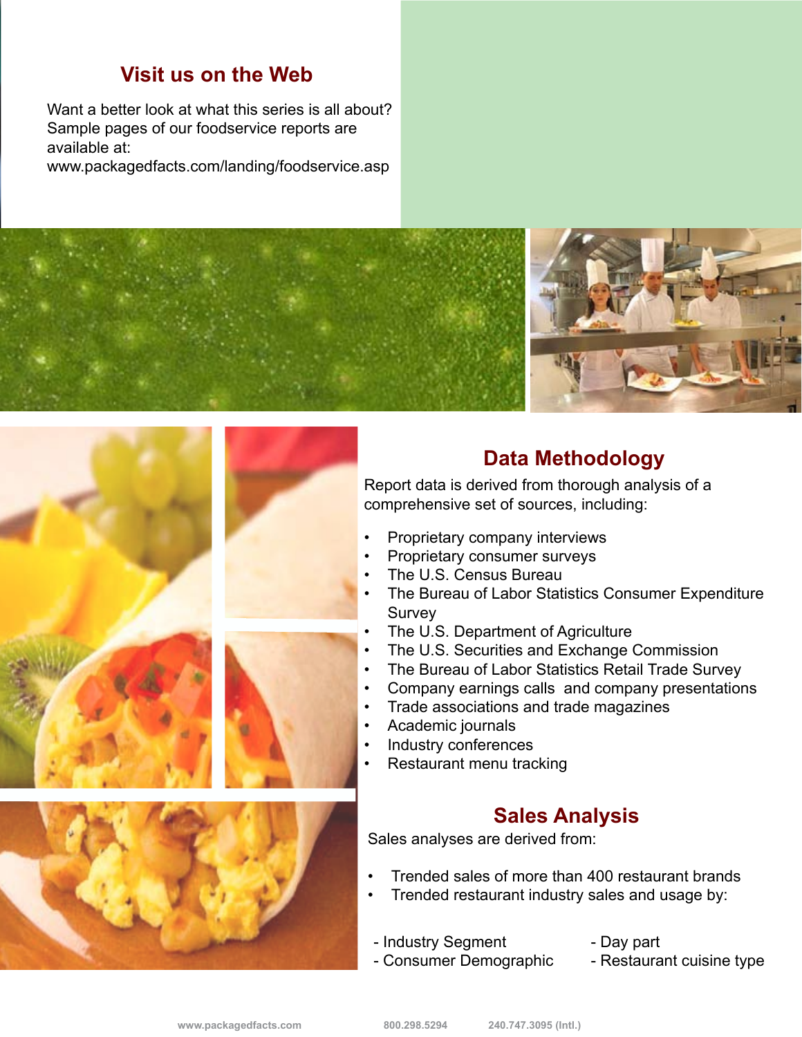## Visit us on the Web

Want a better look at what this series is all about? Sample pages of our foodservice reports are available at: www.packagedfacts.com/landing/foodservice.asp

## Data Methodology

Report data is derived from thorough analysis of a comprehensive set of sources, including:

- Proprietary company interviews
- Proprietary consumer surveys
- The U.S. Census Bureau
- The Bureau of Labor Statistics Consumer Expenditure Survey
- The U.S. Department of Agriculture
- The U.S. Securities and Exchange Commission
- The Bureau of Labor Statistics Retail Trade Survey
- Company earnings calls and company presentations
- Trade associations and trade magazines
- Academic journals
- Industry conferences
- Restaurant menu tracking

## Sales Analysis

Sales analyses are derived from:

- Trended sales of more than 400 restaurant brands
- Trended restaurant industry sales and usage by:

  - Industry Segment
  - Consumer Demographic
  - Day part
  - Restaurant cuisine type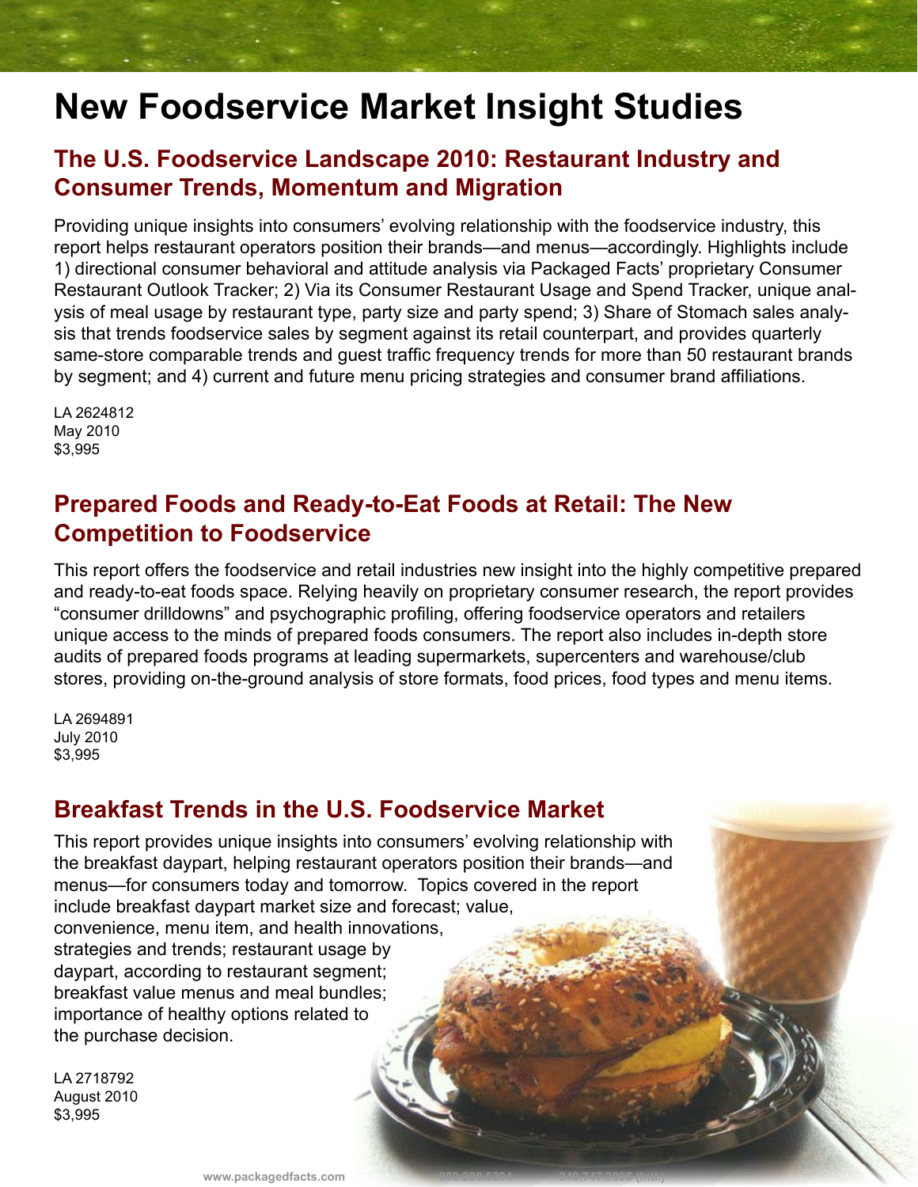# New Foodservice Market Insight Studies

## The U.S. Foodservice Landscape 2010: Restaurant Industry and Consumer Trends, Momentum and Migration

Providing unique insights into consumers' evolving relationship with the foodservice industry, this report helps restaurant operators position their brands—and menus—accordingly. Highlights include 1) directional consumer behavioral and attitude analysis via Packaged Facts' proprietary Consumer Restaurant Outlook Tracker; 2) Via its Consumer Restaurant Usage and Spend Tracker, unique analysis of meal usage by restaurant type, party size and party spend; 3) Share of Stomach sales analysis that trends foodservice sales by segment against its retail counterpart, and provides quarterly same-store comparable trends and guest traffic frequency trends for more than 50 restaurant brands by segment; and 4) current and future menu pricing strategies and consumer brand affiliations.

LA 2624812
May 2010
$3,995

## Prepared Foods and Ready-to-Eat Foods at Retail: The New Competition to Foodservice

This report offers the foodservice and retail industries new insight into the highly competitive prepared and ready-to-eat foods space. Relying heavily on proprietary consumer research, the report provides "consumer drilldowns" and psychographic profiling, offering foodservice operators and retailers unique access to the minds of prepared foods consumers. The report also includes in-depth store audits of prepared foods programs at leading supermarkets, supercenters and warehouse/club stores, providing on-the-ground analysis of store formats, food prices, food types and menu items.

LA 2694891
July 2010
$3,995

## Breakfast Trends in the U.S. Foodservice Market

This report provides unique insights into consumers' evolving relationship with the breakfast daypart, helping restaurant operators position their brands—and menus—for consumers today and tomorrow. Topics covered in the report include breakfast daypart market size and forecast; value, convenience, menu item, and health innovations, strategies and trends; restaurant usage by daypart, according to restaurant segment; breakfast value menus and meal bundles; importance of healthy options related to the purchase decision.

LA 2718792
August 2010
$3,995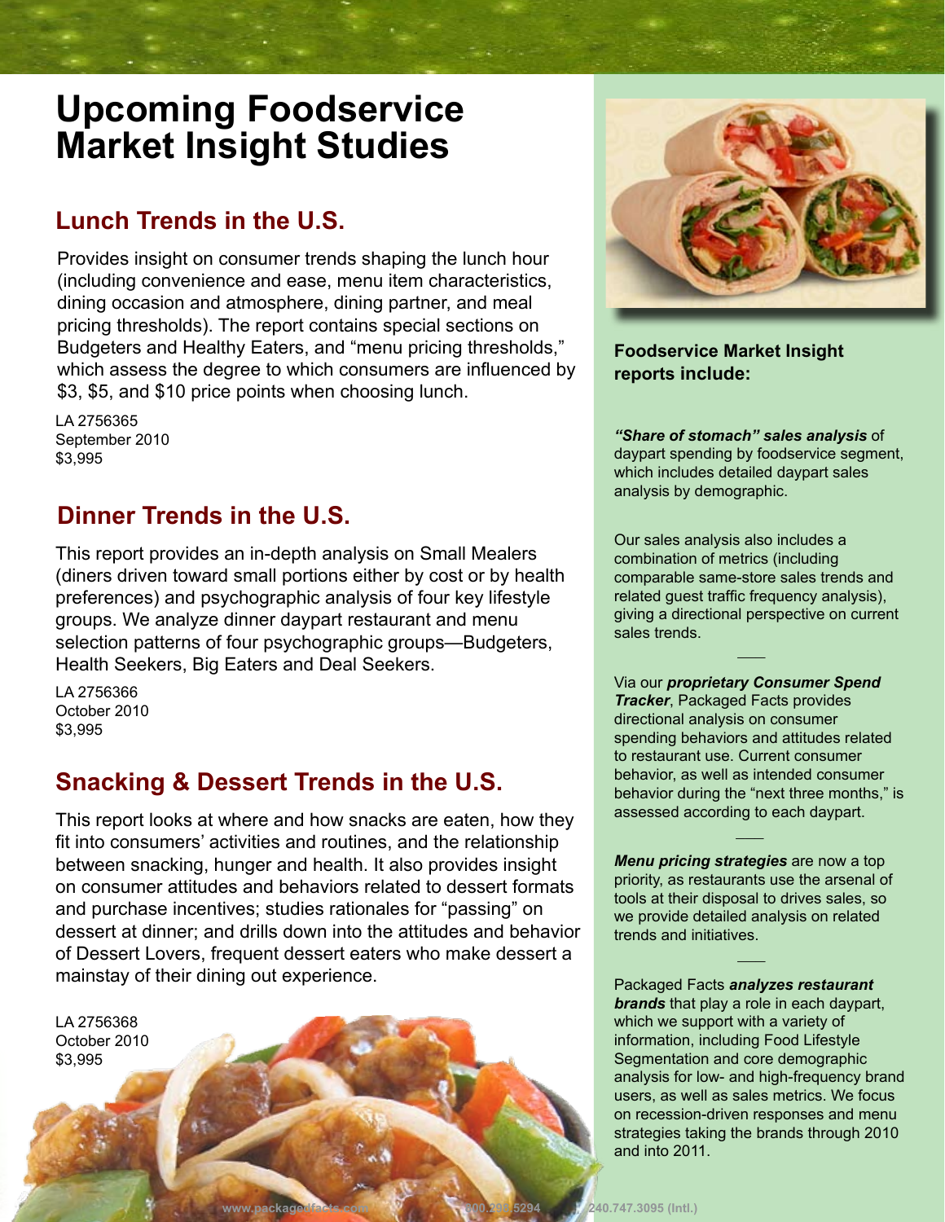# Upcoming Foodservice Market Insight Studies

## Lunch Trends in the U.S.

Provides insight on consumer trends shaping the lunch hour (including convenience and ease, menu item characteristics, dining occasion and atmosphere, dining partner, and meal pricing thresholds). The report contains special sections on Budgeters and Healthy Eaters, and "menu pricing thresholds," which assess the degree to which consumers are influenced by $3, $5, and $10 price points when choosing lunch.

LA 2756365
September 2010
$3,995

## Dinner Trends in the U.S.

This report provides an in-depth analysis on Small Mealers (diners driven toward small portions either by cost or by health preferences) and psychographic analysis of four key lifestyle groups. We analyze dinner daypart restaurant and menu selection patterns of four psychographic groups—Budgeters, Health Seekers, Big Eaters and Deal Seekers.

LA 2756366
October 2010
$3,995

## Snacking & Dessert Trends in the U.S.

This report looks at where and how snacks are eaten, how they fit into consumers' activities and routines, and the relationship between snacking, hunger and health. It also provides insight on consumer attitudes and behaviors related to dessert formats and purchase incentives; studies rationales for "passing" on dessert at dinner; and drills down into the attitudes and behavior of Dessert Lovers, frequent dessert eaters who make dessert a mainstay of their dining out experience.

LA 2756368
October 2010
$3,995

**Foodservice Market Insight reports include:**

***"Share of stomach" sales analysis*** of daypart spending by foodservice segment, which includes detailed daypart sales analysis by demographic.

Our sales analysis also includes a combination of metrics (including comparable same-store sales trends and related guest traffic frequency analysis), giving a directional perspective on current sales trends.

Via our ***proprietary Consumer Spend Tracker***, Packaged Facts provides directional analysis on consumer spending behaviors and attitudes related to restaurant use. Current consumer behavior, as well as intended consumer behavior during the "next three months," is assessed according to each daypart.

***Menu pricing strategies*** are now a top priority, as restaurants use the arsenal of tools at their disposal to drives sales, so we provide detailed analysis on related trends and initiatives.

Packaged Facts ***analyzes restaurant brands*** that play a role in each daypart, which we support with a variety of information, including Food Lifestyle Segmentation and core demographic analysis for low- and high-frequency brand users, as well as sales metrics. We focus on recession-driven responses and menu strategies taking the brands through 2010 and into 2011.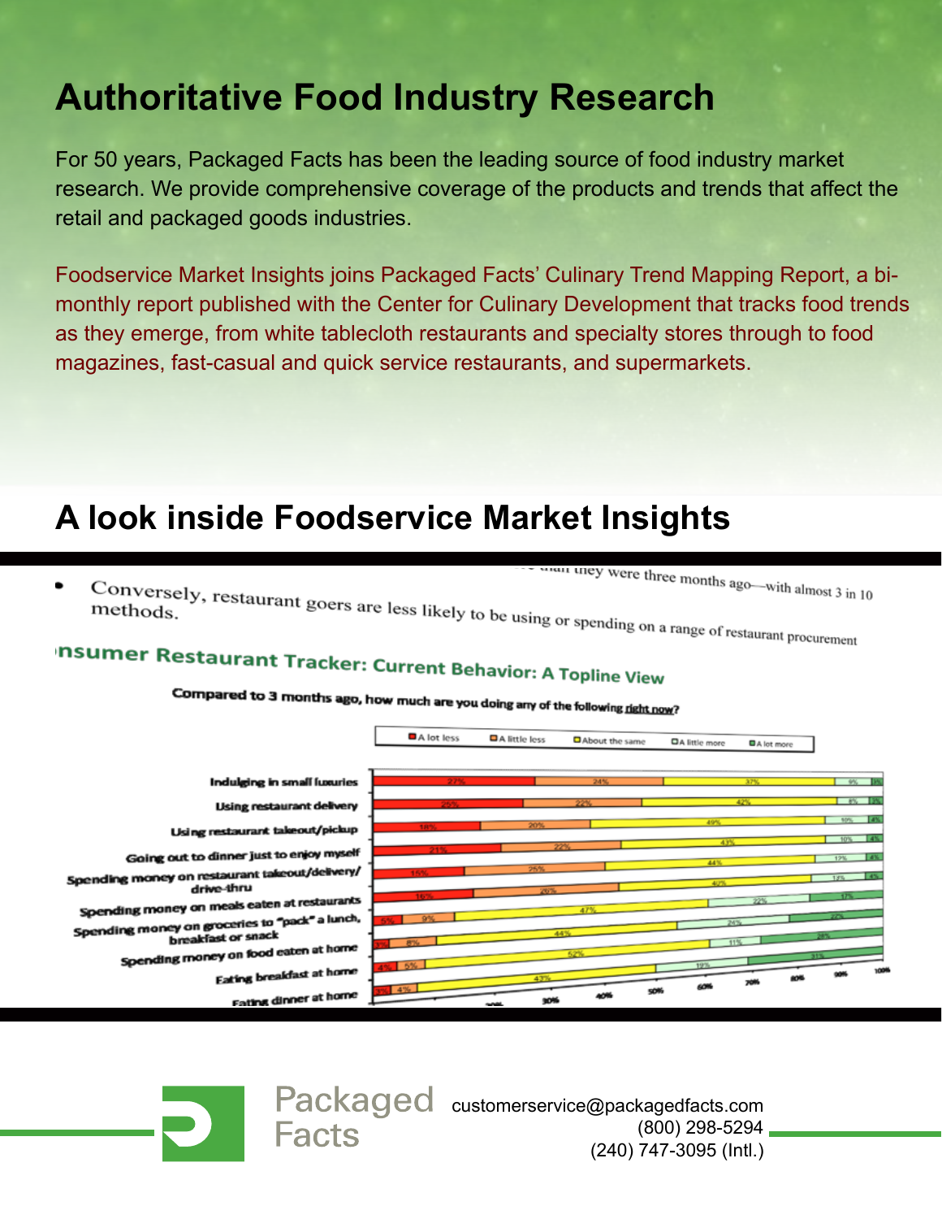# Authoritative Food Industry Research

For 50 years, Packaged Facts has been the leading source of food industry market research. We provide comprehensive coverage of the products and trends that affect the retail and packaged goods industries.

Foodservice Market Insights joins Packaged Facts' Culinary Trend Mapping Report, a bi-monthly report published with the Center for Culinary Development that tracks food trends as they emerge, from white tablecloth restaurants and specialty stores through to food magazines, fast-casual and quick service restaurants, and supermarkets.

## A look inside Foodservice Market Insights

... than they were three months ago—with almost 3 in 10

- Conversely, restaurant goers are less likely to be using or spending on a range of restaurant procurement methods.

### ...nsumer Restaurant Tracker: Current Behavior: A Topline View

Compared to 3 months ago, how much are you doing any of the following right now?

A lot less
A little less
About the same
A little more
A lot more

Indulging in small luxuries
Using restaurant delivery
Using restaurant takeout/pickup
Going out to dinner just to enjoy myself
Spending money on restaurant takeout/delivery/ drive-thru
Spending money on meals eaten at restaurants
Spending money on groceries to "pack" a lunch, breakfast or snack
Spending money on food eaten at home
Eating breakfast at home
Eating dinner at home

27% 24% 37% 9% 3%
25% 22% 42% 8% 3%
18% 20% 49% 10% 4%
21% 22% 43% 10% 4%
15% 25% 44% 12% 4%
16% 20% 40% 14% 4%
5% 9% 47% 22% 17%
3% 8% 44% 24% 22%
4% 5% 52% 11% 28%
3% 4% 43% 19% 31%

30% 40% 50% 60% 70% 80% 90% 100%

Packaged Facts

customerservice@packagedfacts.com
(800) 298-5294
(240) 747-3095 (Intl.)